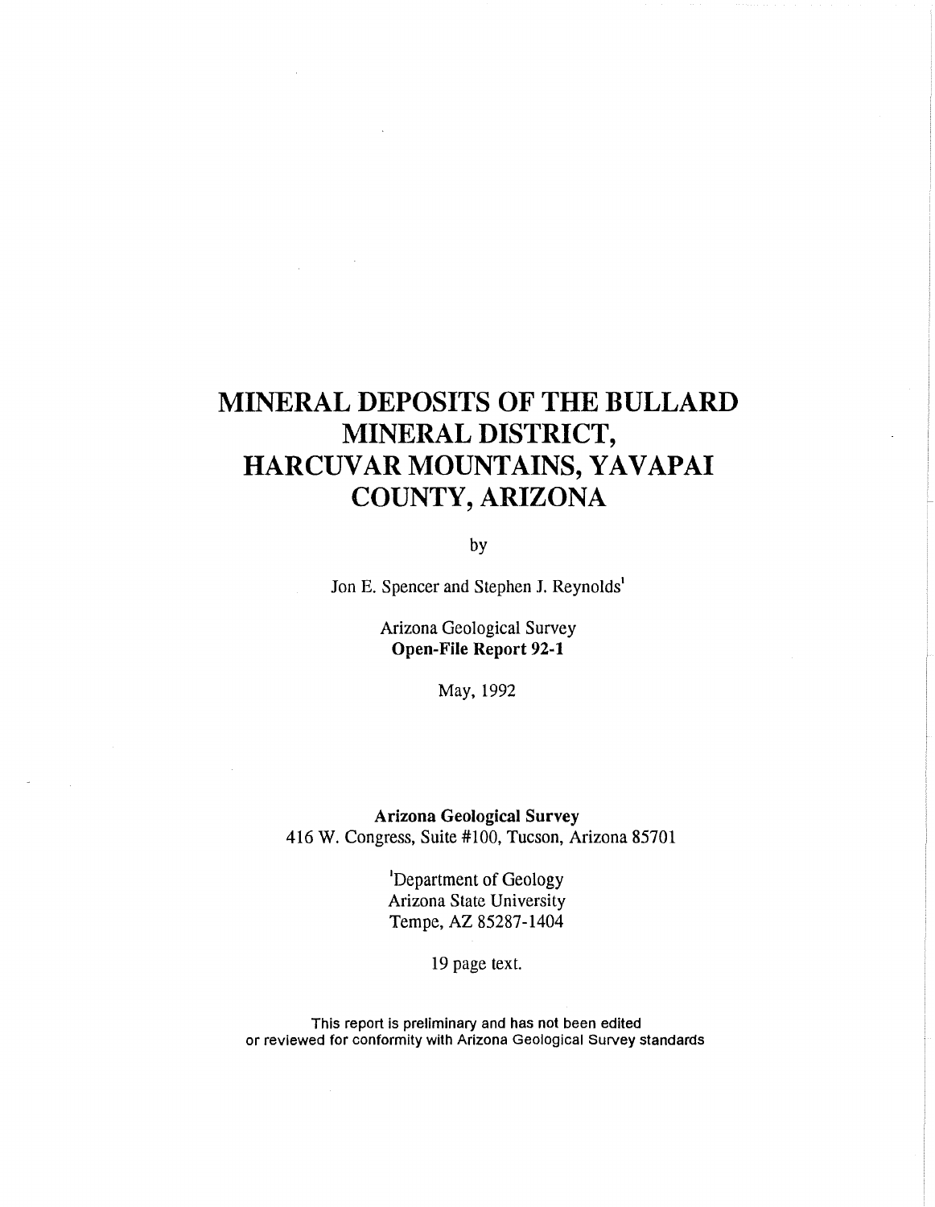# MINERAL DEPOSITS OF THE BULLARD MINERAL DISTRICT, HARCUVAR MOUNTAINS, YAVAPAI COUNTY, ARIZONA

by

Jon E. Spencer and Stephen J. Reynolds[1]

Arizona Geological Survey
**Open-File Report 92-1**

May, 1992

**Arizona Geological Survey**
416 W. Congress, Suite #100, Tucson, Arizona 85701

[1]Department of Geology
Arizona State University
Tempe, AZ 85287-1404

19 page text.

This report is preliminary and has not been edited or reviewed for conformity with Arizona Geological Survey standards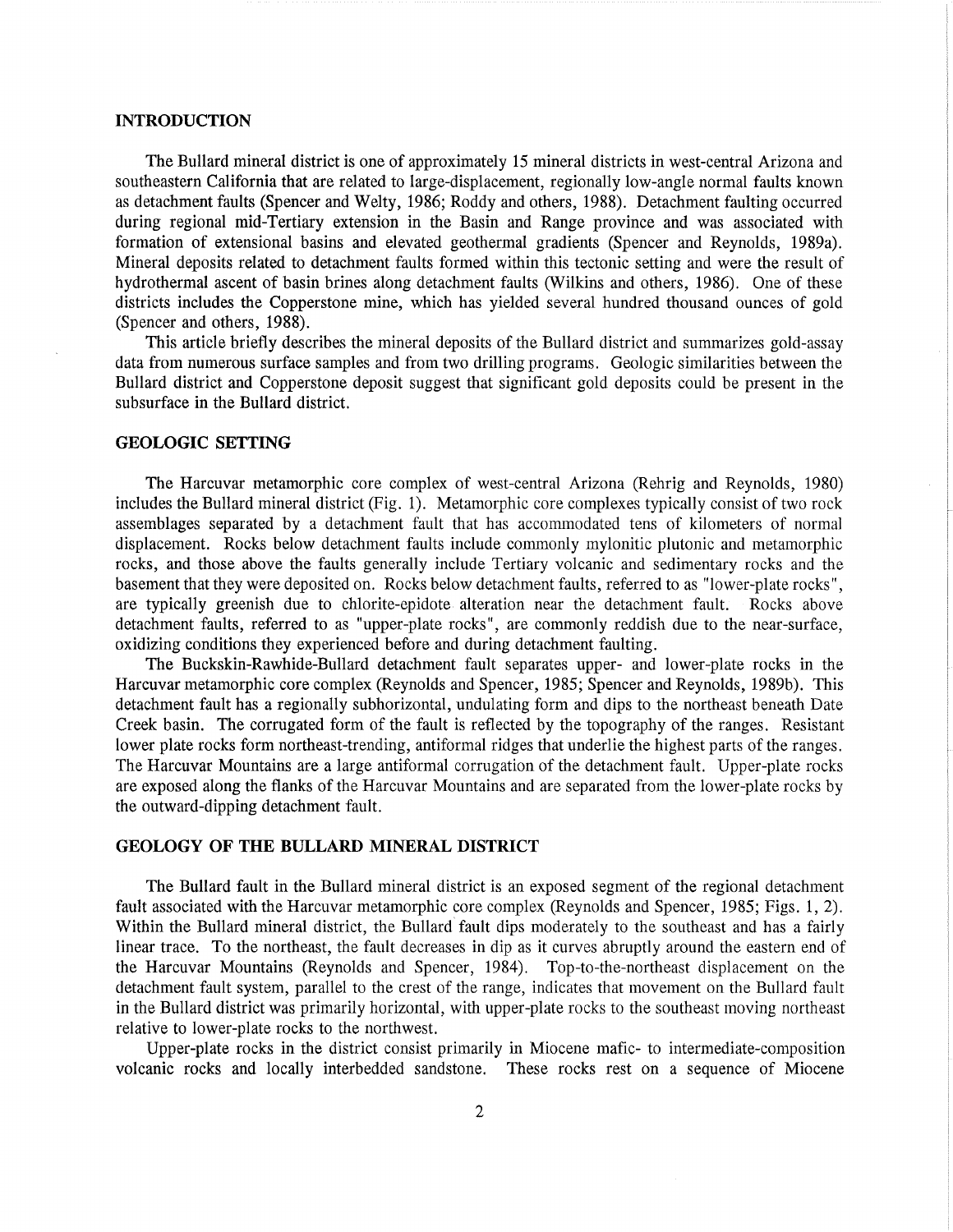## INTRODUCTION

The Bullard mineral district is one of approximately 15 mineral districts in west-central Arizona and southeastern California that are related to large-displacement, regionally low-angle normal faults known as detachment faults (Spencer and Welty, 1986; Roddy and others, 1988). Detachment faulting occurred during regional mid-Tertiary extension in the Basin and Range province and was associated with formation of extensional basins and elevated geothermal gradients (Spencer and Reynolds, 1989a). Mineral deposits related to detachment faults formed within this tectonic setting and were the result of hydrothermal ascent of basin brines along detachment faults (Wilkins and others, 1986). One of these districts includes the Copperstone mine, which has yielded several hundred thousand ounces of gold (Spencer and others, 1988).

This article briefly describes the mineral deposits of the Bullard district and summarizes gold-assay data from numerous surface samples and from two drilling programs. Geologic similarities between the Bullard district and Copperstone deposit suggest that significant gold deposits could be present in the subsurface in the Bullard district.

## GEOLOGIC SETTING

The Harcuvar metamorphic core complex of west-central Arizona (Rehrig and Reynolds, 1980) includes the Bullard mineral district (Fig. 1). Metamorphic core complexes typically consist of two rock assemblages separated by a detachment fault that has accommodated tens of kilometers of normal displacement. Rocks below detachment faults include commonly mylonitic plutonic and metamorphic rocks, and those above the faults generally include Tertiary volcanic and sedimentary rocks and the basement that they were deposited on. Rocks below detachment faults, referred to as "lower-plate rocks", are typically greenish due to chlorite-epidote alteration near the detachment fault. Rocks above detachment faults, referred to as "upper-plate rocks", are commonly reddish due to the near-surface, oxidizing conditions they experienced before and during detachment faulting.

The Buckskin-Rawhide-Bullard detachment fault separates upper- and lower-plate rocks in the Harcuvar metamorphic core complex (Reynolds and Spencer, 1985; Spencer and Reynolds, 1989b). This detachment fault has a regionally subhorizontal, undulating form and dips to the northeast beneath Date Creek basin. The corrugated form of the fault is reflected by the topography of the ranges. Resistant lower plate rocks form northeast-trending, antiformal ridges that underlie the highest parts of the ranges. The Harcuvar Mountains are a large antiformal corrugation of the detachment fault. Upper-plate rocks are exposed along the flanks of the Harcuvar Mountains and are separated from the lower-plate rocks by the outward-dipping detachment fault.

## GEOLOGY OF THE BULLARD MINERAL DISTRICT

The Bullard fault in the Bullard mineral district is an exposed segment of the regional detachment fault associated with the Harcuvar metamorphic core complex (Reynolds and Spencer, 1985; Figs. 1, 2). Within the Bullard mineral district, the Bullard fault dips moderately to the southeast and has a fairly linear trace. To the northeast, the fault decreases in dip as it curves abruptly around the eastern end of the Harcuvar Mountains (Reynolds and Spencer, 1984). Top-to-the-northeast displacement on the detachment fault system, parallel to the crest of the range, indicates that movement on the Bullard fault in the Bullard district was primarily horizontal, with upper-plate rocks to the southeast moving northeast relative to lower-plate rocks to the northwest.

Upper-plate rocks in the district consist primarily in Miocene mafic- to intermediate-composition volcanic rocks and locally interbedded sandstone. These rocks rest on a sequence of Miocene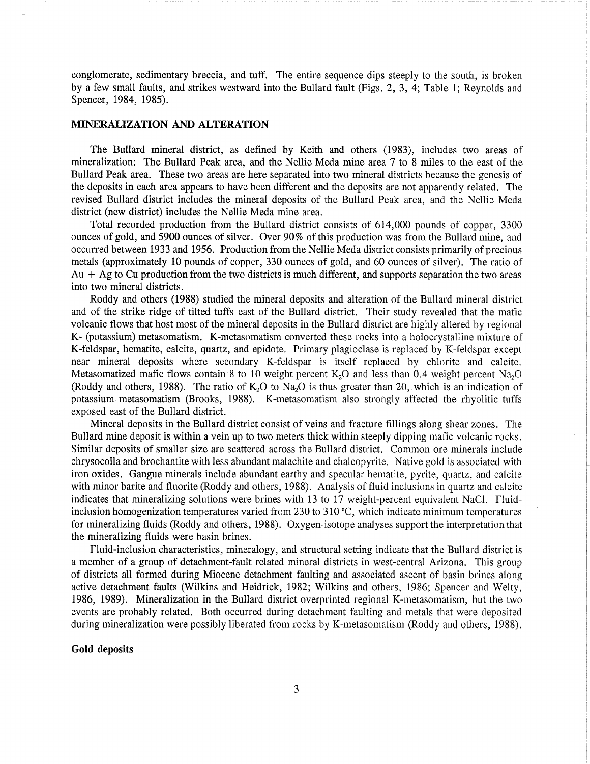conglomerate, sedimentary breccia, and tuff. The entire sequence dips steeply to the south, is broken by a few small faults, and strikes westward into the Bullard fault (Figs. 2, 3, 4; Table 1; Reynolds and Spencer, 1984, 1985).

## MINERALIZATION AND ALTERATION

The Bullard mineral district, as defined by Keith and others (1983), includes two areas of mineralization: The Bullard Peak area, and the Nellie Meda mine area 7 to 8 miles to the east of the Bullard Peak area. These two areas are here separated into two mineral districts because the genesis of the deposits in each area appears to have been different and the deposits are not apparently related. The revised Bullard district includes the mineral deposits of the Bullard Peak area, and the Nellie Meda district (new district) includes the Nellie Meda mine area.

Total recorded production from the Bullard district consists of 614,000 pounds of copper, 3300 ounces of gold, and 5900 ounces of silver. Over 90% of this production was from the Bullard mine, and occurred between 1933 and 1956. Production from the Nellie Meda district consists primarily of precious metals (approximately 10 pounds of copper, 330 ounces of gold, and 60 ounces of silver). The ratio of Au + Ag to Cu production from the two districts is much different, and supports separation the two areas into two mineral districts.

Roddy and others (1988) studied the mineral deposits and alteration of the Bullard mineral district and of the strike ridge of tilted tuffs east of the Bullard district. Their study revealed that the mafic volcanic flows that host most of the mineral deposits in the Bullard district are highly altered by regional K- (potassium) metasomatism. K-metasomatism converted these rocks into a holocrystalline mixture of K-feldspar, hematite, calcite, quartz, and epidote. Primary plagioclase is replaced by K-feldspar except near mineral deposits where secondary K-feldspar is itself replaced by chlorite and calcite. Metasomatized mafic flows contain 8 to 10 weight percent $K_2O$ and less than 0.4 weight percent $Na_2O$ (Roddy and others, 1988). The ratio of $K_2O$ to $Na_2O$ is thus greater than 20, which is an indication of potassium metasomatism (Brooks, 1988). K-metasomatism also strongly affected the rhyolitic tuffs exposed east of the Bullard district.

Mineral deposits in the Bullard district consist of veins and fracture fillings along shear zones. The Bullard mine deposit is within a vein up to two meters thick within steeply dipping mafic volcanic rocks. Similar deposits of smaller size are scattered across the Bullard district. Common ore minerals include chrysocolla and brochantite with less abundant malachite and chalcopyrite. Native gold is associated with iron oxides. Gangue minerals include abundant earthy and specular hematite, pyrite, quartz, and calcite with minor barite and fluorite (Roddy and others, 1988). Analysis of fluid inclusions in quartz and calcite indicates that mineralizing solutions were brines with 13 to 17 weight-percent equivalent NaCl. Fluid-inclusion homogenization temperatures varied from 230 to 310 °C, which indicate minimum temperatures for mineralizing fluids (Roddy and others, 1988). Oxygen-isotope analyses support the interpretation that the mineralizing fluids were basin brines.

Fluid-inclusion characteristics, mineralogy, and structural setting indicate that the Bullard district is a member of a group of detachment-fault related mineral districts in west-central Arizona. This group of districts all formed during Miocene detachment faulting and associated ascent of basin brines along active detachment faults (Wilkins and Heidrick, 1982; Wilkins and others, 1986; Spencer and Welty, 1986, 1989). Mineralization in the Bullard district overprinted regional K-metasomatism, but the two events are probably related. Both occurred during detachment faulting and metals that were deposited during mineralization were possibly liberated from rocks by K-metasomatism (Roddy and others, 1988).

### Gold deposits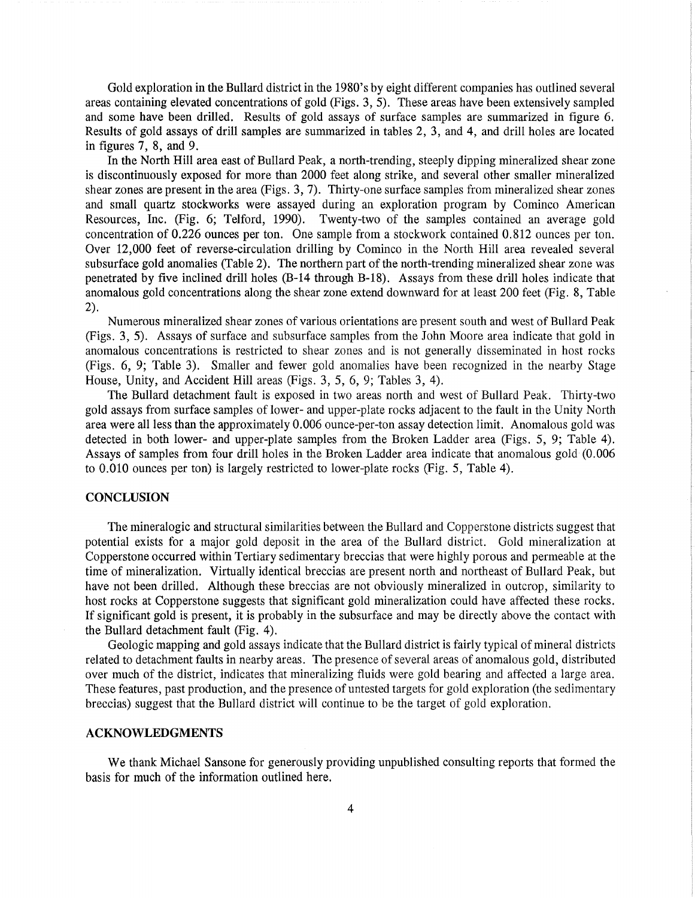Gold exploration in the Bullard district in the 1980's by eight different companies has outlined several areas containing elevated concentrations of gold (Figs. 3, 5). These areas have been extensively sampled and some have been drilled. Results of gold assays of surface samples are summarized in figure 6. Results of gold assays of drill samples are summarized in tables 2, 3, and 4, and drill holes are located in figures 7, 8, and 9.

In the North Hill area east of Bullard Peak, a north-trending, steeply dipping mineralized shear zone is discontinuously exposed for more than 2000 feet along strike, and several other smaller mineralized shear zones are present in the area (Figs. 3, 7). Thirty-one surface samples from mineralized shear zones and small quartz stockworks were assayed during an exploration program by Cominco American Resources, Inc. (Fig. 6; Telford, 1990). Twenty-two of the samples contained an average gold concentration of 0.226 ounces per ton. One sample from a stockwork contained 0.812 ounces per ton. Over 12,000 feet of reverse-circulation drilling by Cominco in the North Hill area revealed several subsurface gold anomalies (Table 2). The northern part of the north-trending mineralized shear zone was penetrated by five inclined drill holes (B-14 through B-18). Assays from these drill holes indicate that anomalous gold concentrations along the shear zone extend downward for at least 200 feet (Fig. 8, Table 2).

Numerous mineralized shear zones of various orientations are present south and west of Bullard Peak (Figs. 3, 5). Assays of surface and subsurface samples from the John Moore area indicate that gold in anomalous concentrations is restricted to shear zones and is not generally disseminated in host rocks (Figs. 6, 9; Table 3). Smaller and fewer gold anomalies have been recognized in the nearby Stage House, Unity, and Accident Hill areas (Figs. 3, 5, 6, 9; Tables 3, 4).

The Bullard detachment fault is exposed in two areas north and west of Bullard Peak. Thirty-two gold assays from surface samples of lower- and upper-plate rocks adjacent to the fault in the Unity North area were all less than the approximately 0.006 ounce-per-ton assay detection limit. Anomalous gold was detected in both lower- and upper-plate samples from the Broken Ladder area (Figs. 5, 9; Table 4). Assays of samples from four drill holes in the Broken Ladder area indicate that anomalous gold (0.006 to 0.010 ounces per ton) is largely restricted to lower-plate rocks (Fig. 5, Table 4).

## CONCLUSION

The mineralogic and structural similarities between the Bullard and Copperstone districts suggest that potential exists for a major gold deposit in the area of the Bullard district. Gold mineralization at Copperstone occurred within Tertiary sedimentary breccias that were highly porous and permeable at the time of mineralization. Virtually identical breccias are present north and northeast of Bullard Peak, but have not been drilled. Although these breccias are not obviously mineralized in outcrop, similarity to host rocks at Copperstone suggests that significant gold mineralization could have affected these rocks. If significant gold is present, it is probably in the subsurface and may be directly above the contact with the Bullard detachment fault (Fig. 4).

Geologic mapping and gold assays indicate that the Bullard district is fairly typical of mineral districts related to detachment faults in nearby areas. The presence of several areas of anomalous gold, distributed over much of the district, indicates that mineralizing fluids were gold bearing and affected a large area. These features, past production, and the presence of untested targets for gold exploration (the sedimentary breccias) suggest that the Bullard district will continue to be the target of gold exploration.

## ACKNOWLEDGMENTS

We thank Michael Sansone for generously providing unpublished consulting reports that formed the basis for much of the information outlined here.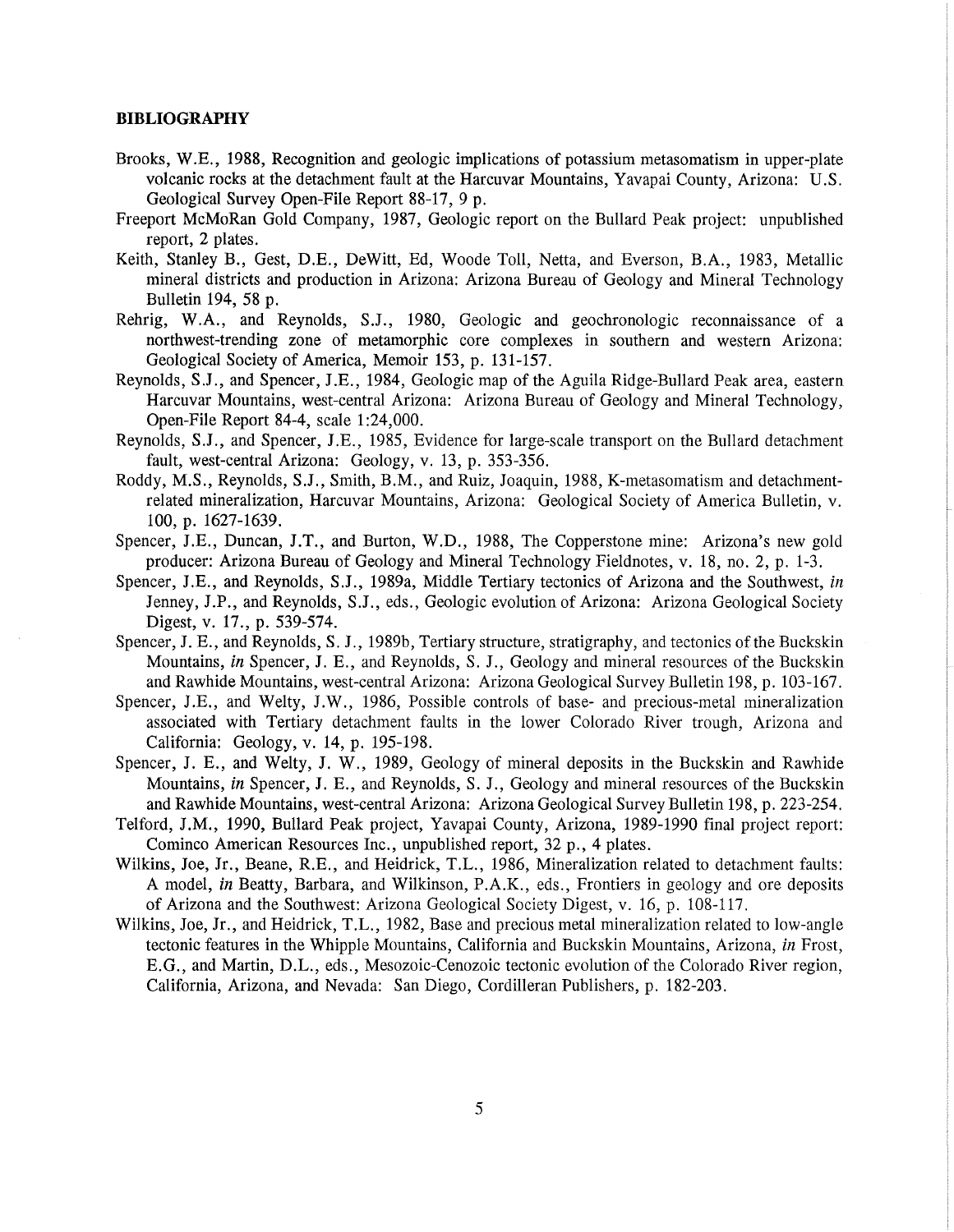## BIBLIOGRAPHY

Brooks, W.E., 1988, Recognition and geologic implications of potassium metasomatism in upper-plate volcanic rocks at the detachment fault at the Harcuvar Mountains, Yavapai County, Arizona: U.S. Geological Survey Open-File Report 88-17, 9 p.

Freeport McMoRan Gold Company, 1987, Geologic report on the Bullard Peak project: unpublished report, 2 plates.

Keith, Stanley B., Gest, D.E., DeWitt, Ed, Woode Toll, Netta, and Everson, B.A., 1983, Metallic mineral districts and production in Arizona: Arizona Bureau of Geology and Mineral Technology Bulletin 194, 58 p.

Rehrig, W.A., and Reynolds, S.J., 1980, Geologic and geochronologic reconnaissance of a northwest-trending zone of metamorphic core complexes in southern and western Arizona: Geological Society of America, Memoir 153, p. 131-157.

Reynolds, S.J., and Spencer, J.E., 1984, Geologic map of the Aguila Ridge-Bullard Peak area, eastern Harcuvar Mountains, west-central Arizona: Arizona Bureau of Geology and Mineral Technology, Open-File Report 84-4, scale 1:24,000.

Reynolds, S.J., and Spencer, J.E., 1985, Evidence for large-scale transport on the Bullard detachment fault, west-central Arizona: Geology, v. 13, p. 353-356.

Roddy, M.S., Reynolds, S.J., Smith, B.M., and Ruiz, Joaquin, 1988, K-metasomatism and detachment-related mineralization, Harcuvar Mountains, Arizona: Geological Society of America Bulletin, v. 100, p. 1627-1639.

Spencer, J.E., Duncan, J.T., and Burton, W.D., 1988, The Copperstone mine: Arizona's new gold producer: Arizona Bureau of Geology and Mineral Technology Fieldnotes, v. 18, no. 2, p. 1-3.

Spencer, J.E., and Reynolds, S.J., 1989a, Middle Tertiary tectonics of Arizona and the Southwest, *in* Jenney, J.P., and Reynolds, S.J., eds., Geologic evolution of Arizona: Arizona Geological Society Digest, v. 17., p. 539-574.

Spencer, J. E., and Reynolds, S. J., 1989b, Tertiary structure, stratigraphy, and tectonics of the Buckskin Mountains, *in* Spencer, J. E., and Reynolds, S. J., Geology and mineral resources of the Buckskin and Rawhide Mountains, west-central Arizona: Arizona Geological Survey Bulletin 198, p. 103-167.

Spencer, J.E., and Welty, J.W., 1986, Possible controls of base- and precious-metal mineralization associated with Tertiary detachment faults in the lower Colorado River trough, Arizona and California: Geology, v. 14, p. 195-198.

Spencer, J. E., and Welty, J. W., 1989, Geology of mineral deposits in the Buckskin and Rawhide Mountains, *in* Spencer, J. E., and Reynolds, S. J., Geology and mineral resources of the Buckskin and Rawhide Mountains, west-central Arizona: Arizona Geological Survey Bulletin 198, p. 223-254.

Telford, J.M., 1990, Bullard Peak project, Yavapai County, Arizona, 1989-1990 final project report: Cominco American Resources Inc., unpublished report, 32 p., 4 plates.

Wilkins, Joe, Jr., Beane, R.E., and Heidrick, T.L., 1986, Mineralization related to detachment faults: A model, *in* Beatty, Barbara, and Wilkinson, P.A.K., eds., Frontiers in geology and ore deposits of Arizona and the Southwest: Arizona Geological Society Digest, v. 16, p. 108-117.

Wilkins, Joe, Jr., and Heidrick, T.L., 1982, Base and precious metal mineralization related to low-angle tectonic features in the Whipple Mountains, California and Buckskin Mountains, Arizona, *in* Frost, E.G., and Martin, D.L., eds., Mesozoic-Cenozoic tectonic evolution of the Colorado River region, California, Arizona, and Nevada: San Diego, Cordilleran Publishers, p. 182-203.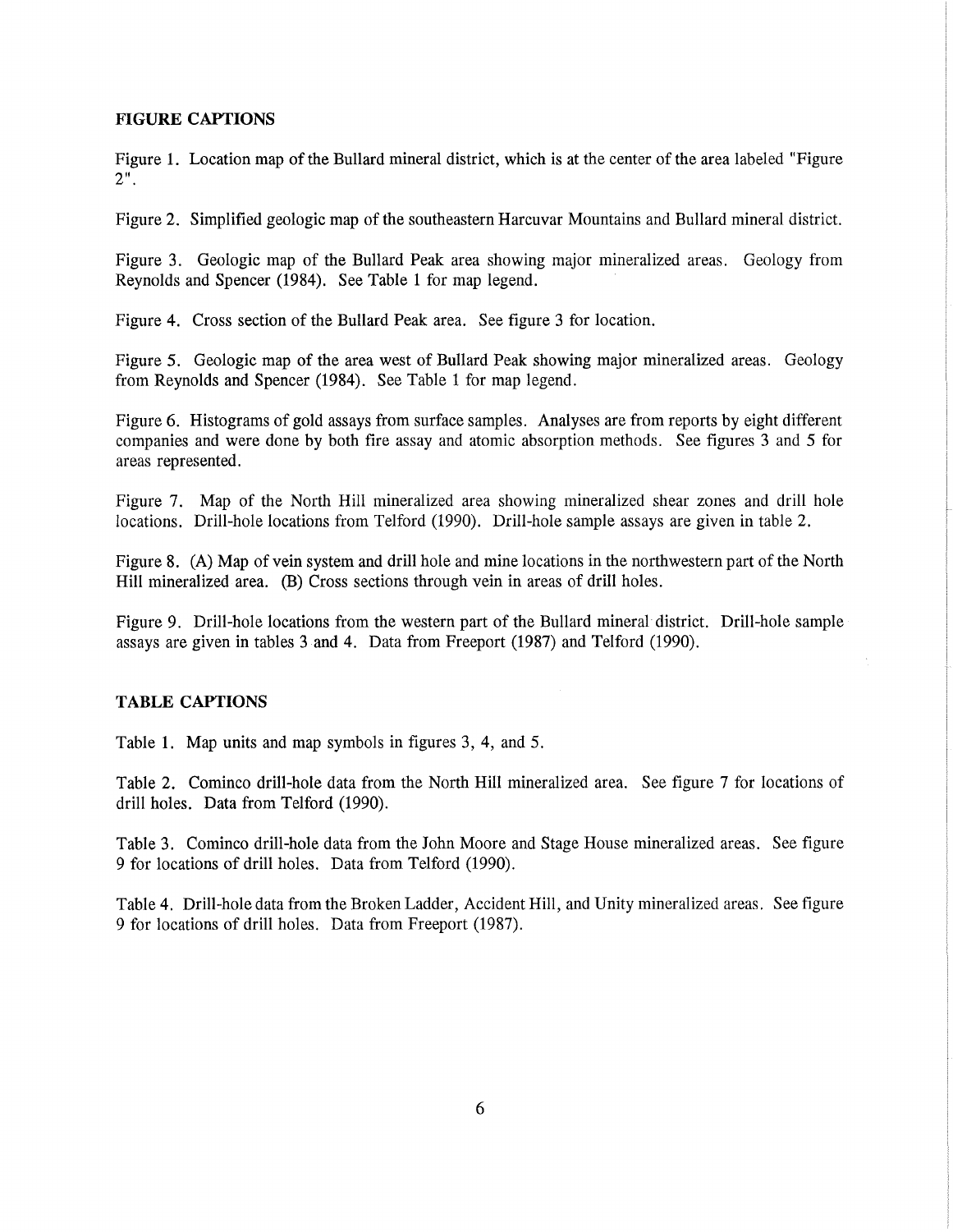## FIGURE CAPTIONS

Figure 1. Location map of the Bullard mineral district, which is at the center of the area labeled "Figure 2".

Figure 2. Simplified geologic map of the southeastern Harcuvar Mountains and Bullard mineral district.

Figure 3. Geologic map of the Bullard Peak area showing major mineralized areas. Geology from Reynolds and Spencer (1984). See Table 1 for map legend.

Figure 4. Cross section of the Bullard Peak area. See figure 3 for location.

Figure 5. Geologic map of the area west of Bullard Peak showing major mineralized areas. Geology from Reynolds and Spencer (1984). See Table 1 for map legend.

Figure 6. Histograms of gold assays from surface samples. Analyses are from reports by eight different companies and were done by both fire assay and atomic absorption methods. See figures 3 and 5 for areas represented.

Figure 7. Map of the North Hill mineralized area showing mineralized shear zones and drill hole locations. Drill-hole locations from Telford (1990). Drill-hole sample assays are given in table 2.

Figure 8. (A) Map of vein system and drill hole and mine locations in the northwestern part of the North Hill mineralized area. (B) Cross sections through vein in areas of drill holes.

Figure 9. Drill-hole locations from the western part of the Bullard mineral district. Drill-hole sample assays are given in tables 3 and 4. Data from Freeport (1987) and Telford (1990).

## TABLE CAPTIONS

Table 1. Map units and map symbols in figures 3, 4, and 5.

Table 2. Cominco drill-hole data from the North Hill mineralized area. See figure 7 for locations of drill holes. Data from Telford (1990).

Table 3. Cominco drill-hole data from the John Moore and Stage House mineralized areas. See figure 9 for locations of drill holes. Data from Telford (1990).

Table 4. Drill-hole data from the Broken Ladder, Accident Hill, and Unity mineralized areas. See figure 9 for locations of drill holes. Data from Freeport (1987).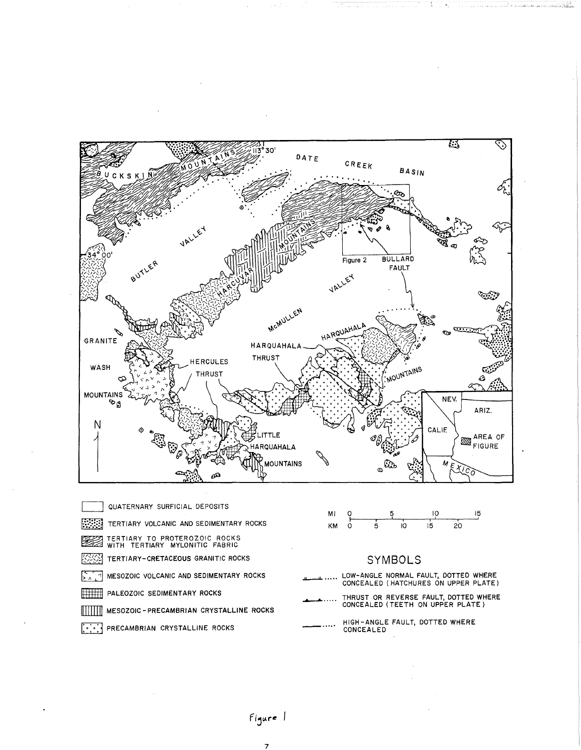Figure 1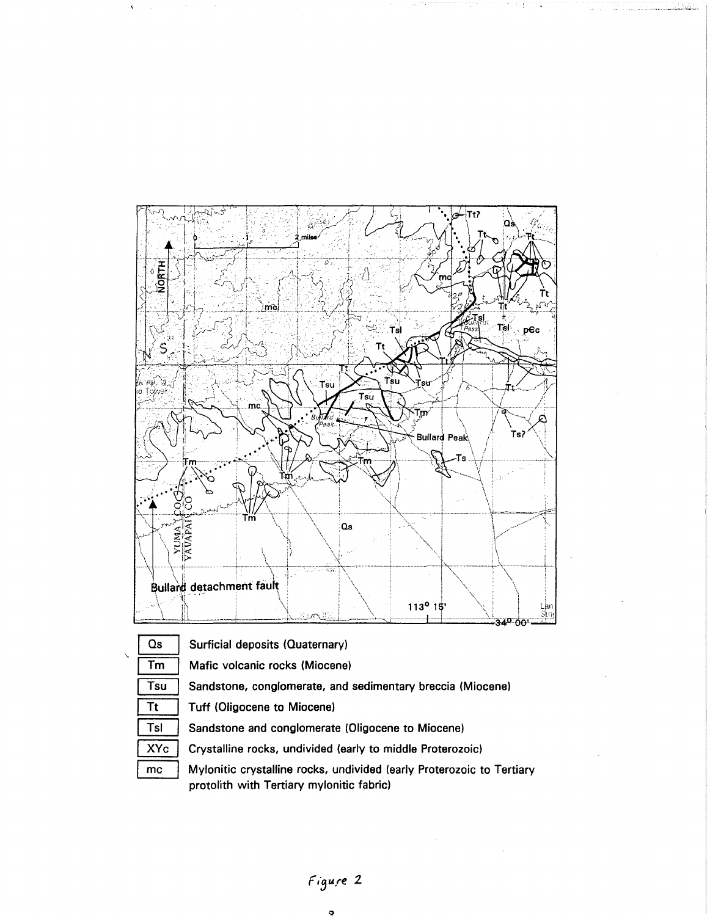| | |
|---|---|
| Qs | Surficial deposits (Quaternary) |
| Tm | Mafic volcanic rocks (Miocene) |
| Tsu | Sandstone, conglomerate, and sedimentary breccia (Miocene) |
| Tt | Tuff (Oligocene to Miocene) |
| Tsl | Sandstone and conglomerate (Oligocene to Miocene) |
| XYc | Crystalline rocks, undivided (early to middle Proterozoic) |
| mc | Mylonitic crystalline rocks, undivided (early Proterozoic to Tertiary protolith with Tertiary mylonitic fabric) |

Figure 2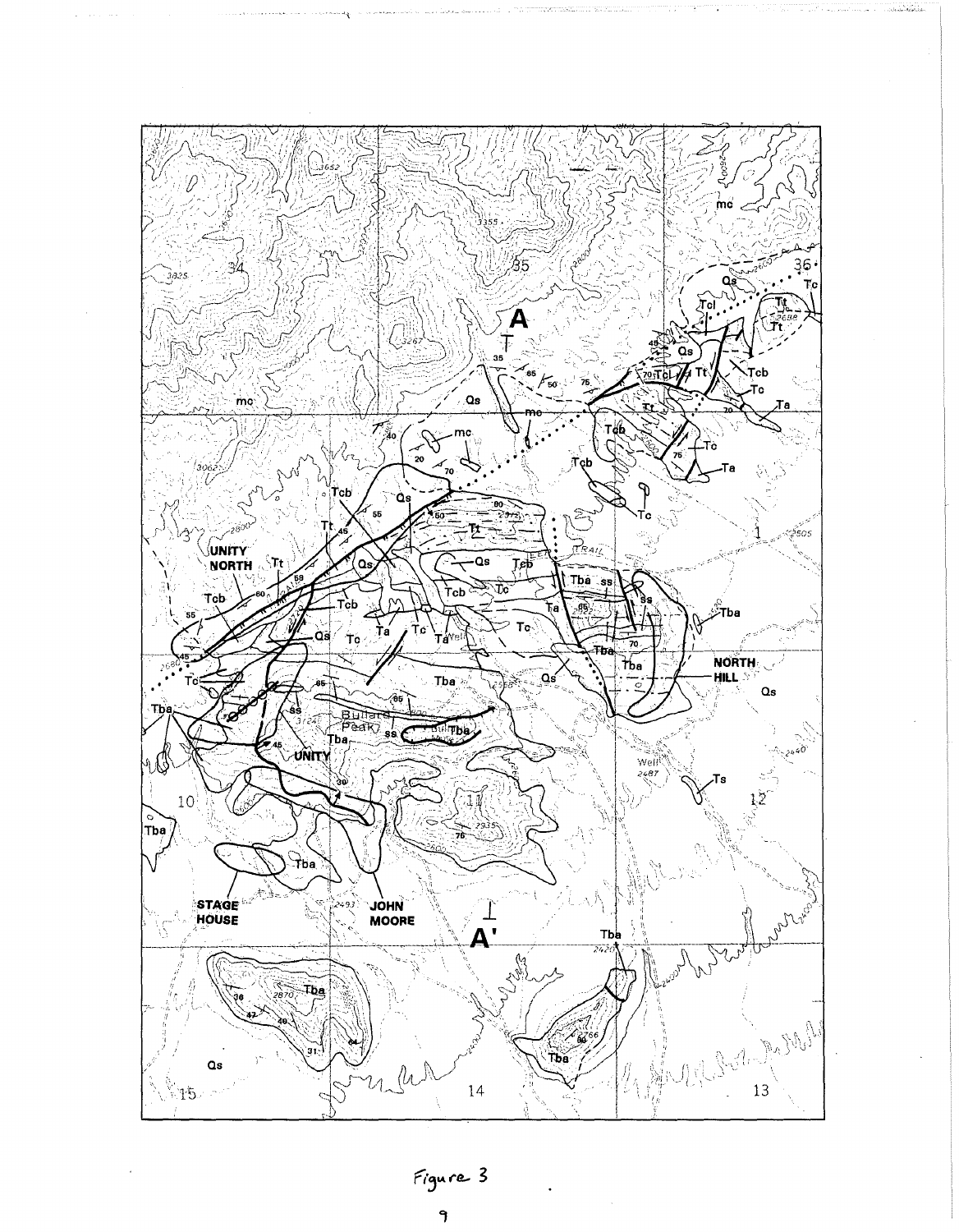Figure 3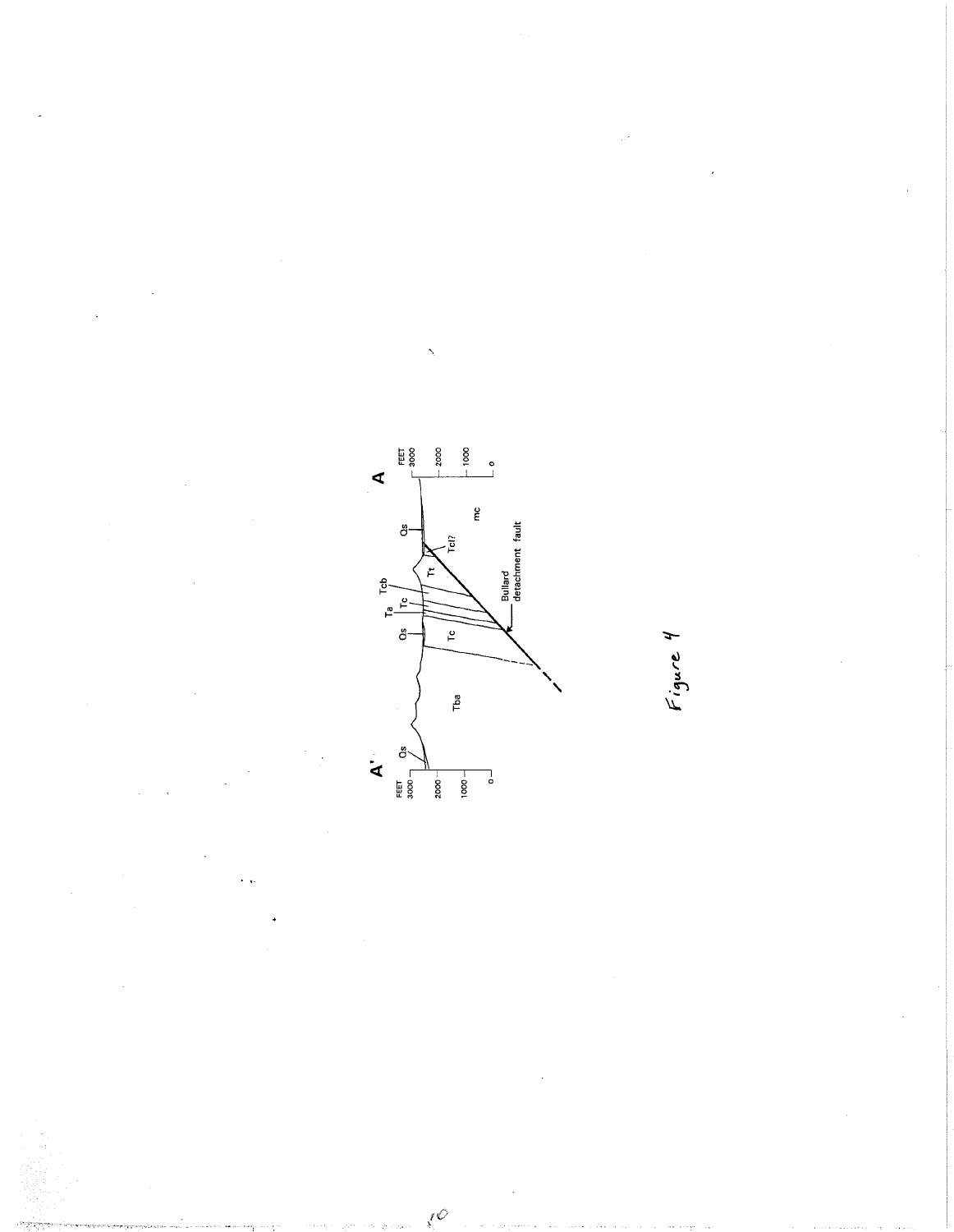Figure 4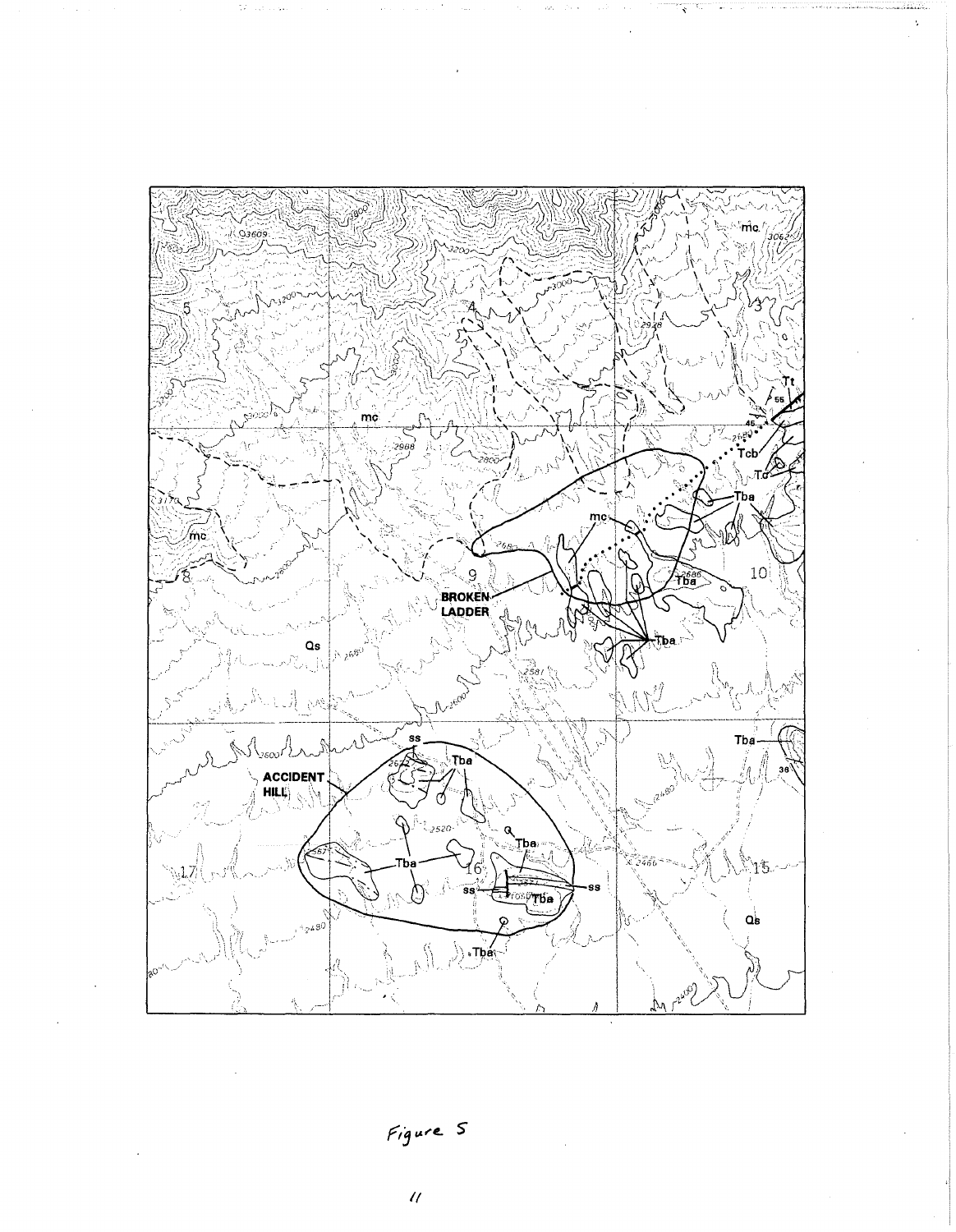Figure 5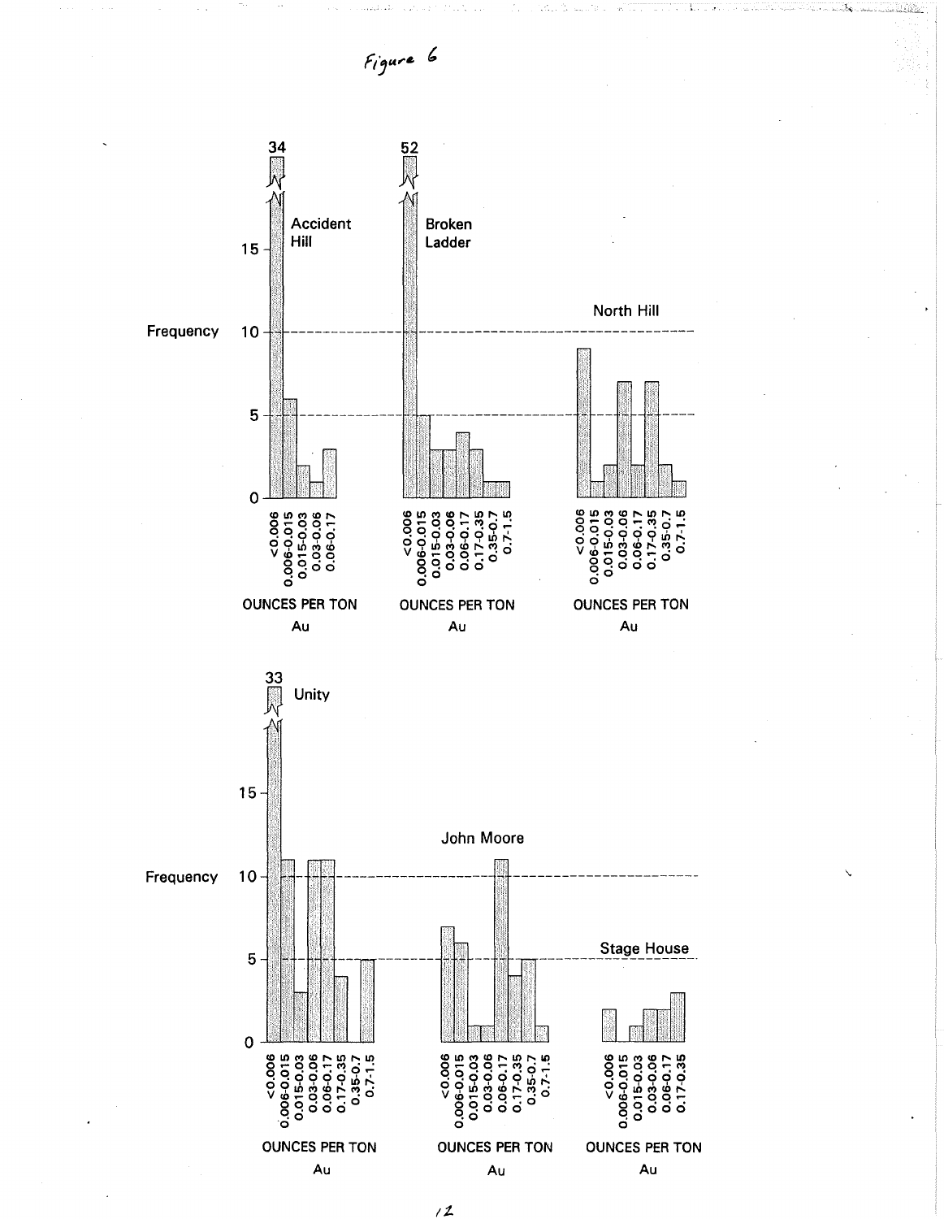Figure 6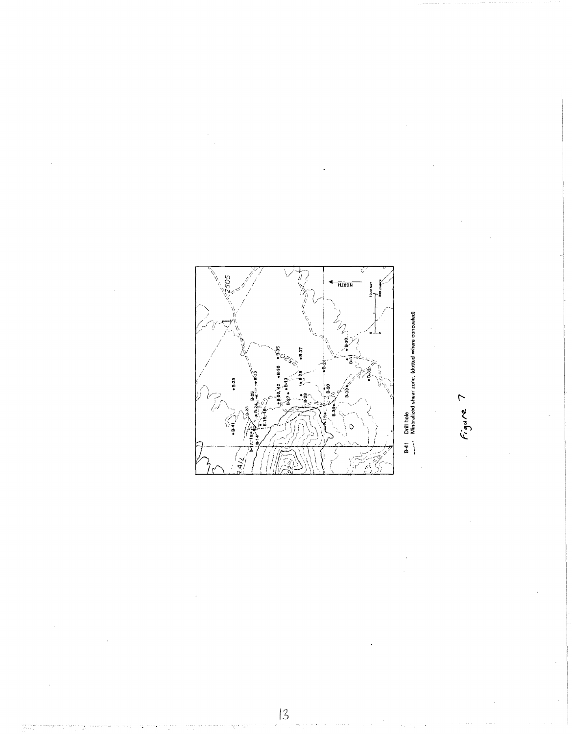B-41 Drill hole

Mineralized shear zone, (dotted where concealed)

Figure 7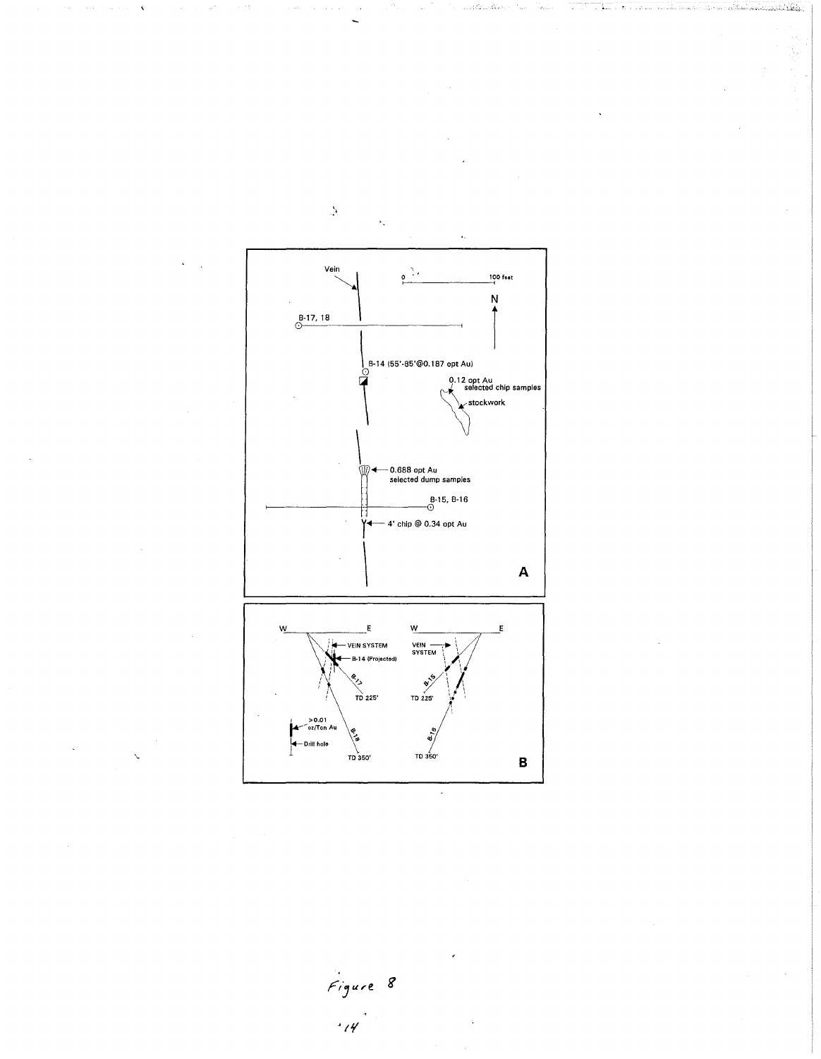Vein

0 100 feet

N

B-17, 18

B-14 (55'-85'@0.187 opt Au)

0.12 opt Au
selected chip samples

stockwork

0.688 opt Au
selected dump samples

B-15, B-16

4' chip @ 0.34 opt Au

A

W E

VEIN SYSTEM

B-14 (Projected)

B-17

TD 225'

>0.01 oz/Ton Au

Drill hole

B-18

TD 350'

W E

VEIN SYSTEM

B-15

TD 225'

B-16

TD 350'

B

*Figure 8*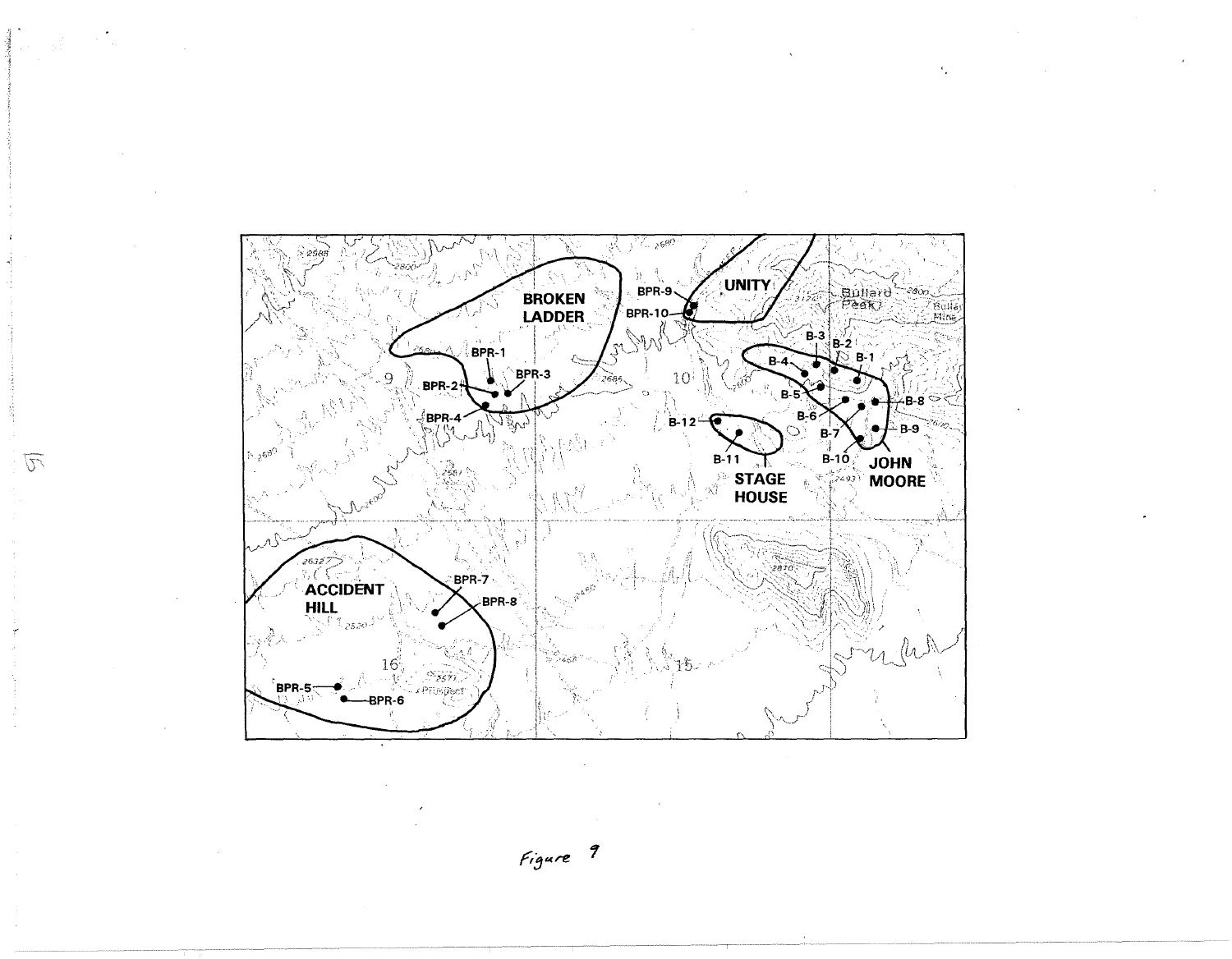Figure 9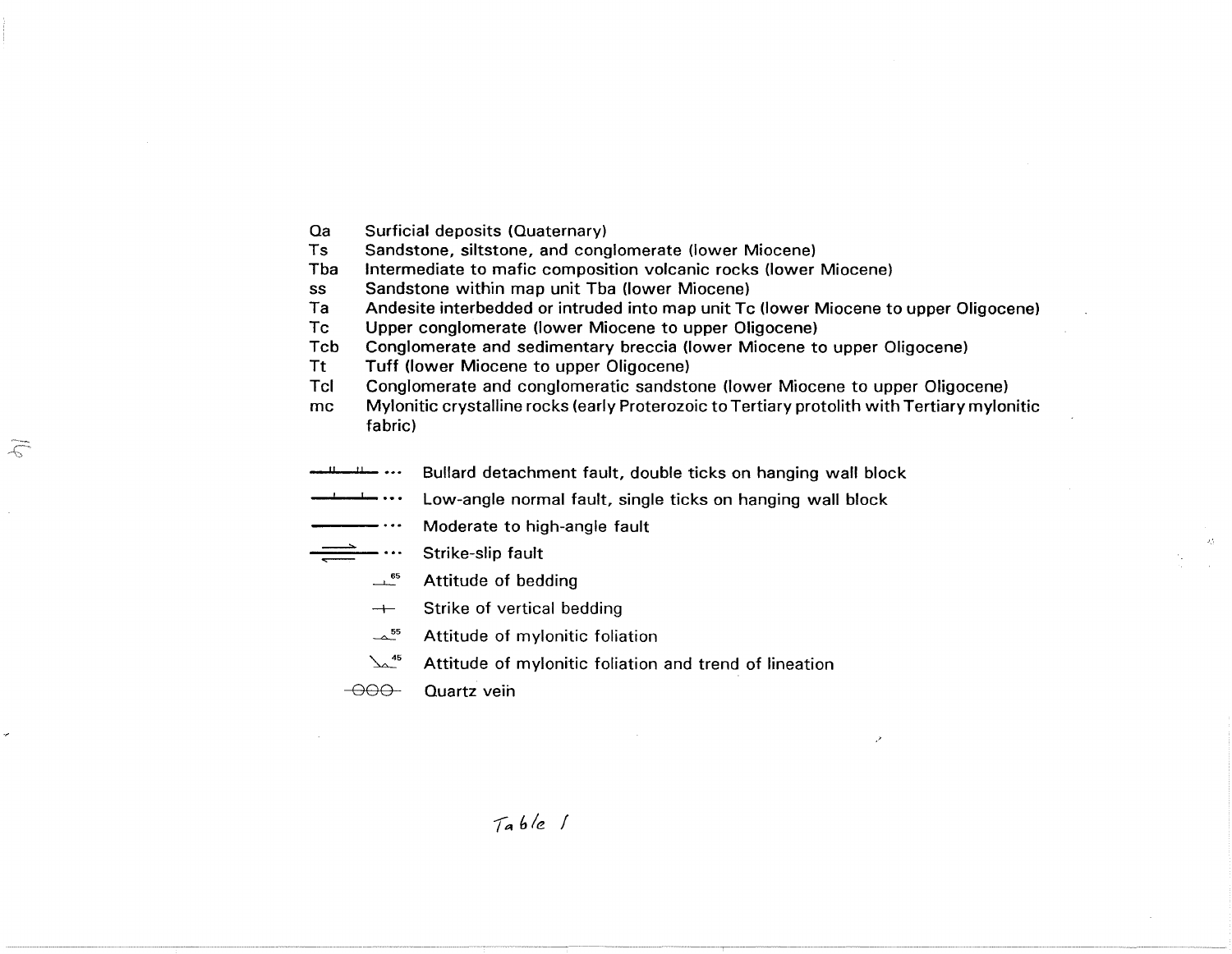| | |
|---|---|
| Qa | Surficial deposits (Quaternary) |
| Ts | Sandstone, siltstone, and conglomerate (lower Miocene) |
| Tba | Intermediate to mafic composition volcanic rocks (lower Miocene) |
| ss | Sandstone within map unit Tba (lower Miocene) |
| Ta | Andesite interbedded or intruded into map unit Tc (lower Miocene to upper Oligocene) |
| Tc | Upper conglomerate (lower Miocene to upper Oligocene) |
| Tcb | Conglomerate and sedimentary breccia (lower Miocene to upper Oligocene) |
| Tt | Tuff (lower Miocene to upper Oligocene) |
| Tcl | Conglomerate and conglomeratic sandstone (lower Miocene to upper Oligocene) |
| mc | Mylonitic crystalline rocks (early Proterozoic to Tertiary protolith with Tertiary mylonitic fabric) |

- Bullard detachment fault, double ticks on hanging wall block
- Low-angle normal fault, single ticks on hanging wall block
- Moderate to high-angle fault
- Strike-slip fault
- 65 Attitude of bedding
- Strike of vertical bedding
- 55 Attitude of mylonitic foliation
- 45 Attitude of mylonitic foliation and trend of lineation
- Quartz vein

*Table 1*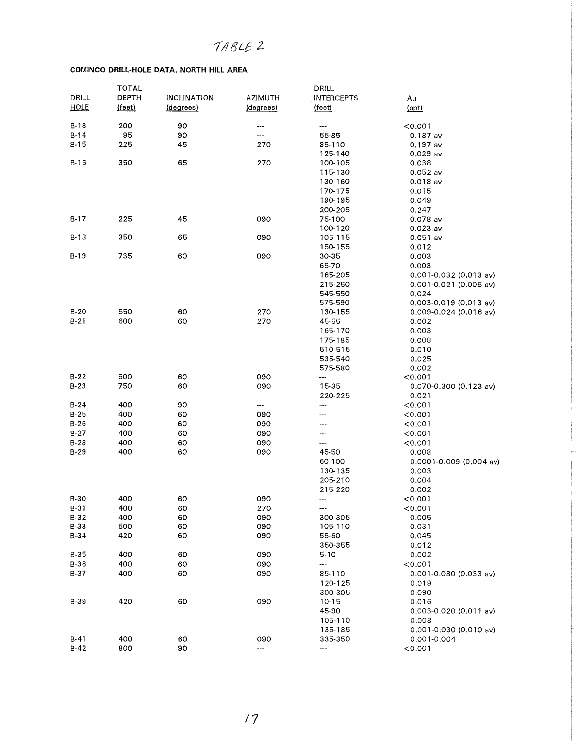# TABLE 2

**COMINCO DRILL-HOLE DATA, NORTH HILL AREA**

| DRILL HOLE | TOTAL DEPTH (feet) | INCLINATION (degrees) | AZIMUTH (degrees) | DRILL INTERCEPTS (feet) | Au (opt) |
|---|---|---|---|---|---|
| B-13 | 200 | 90 | --- | --- | <0.001 |
| B-14 | 95 | 90 | --- | 55-85 | 0.187 av |
| B-15 | 225 | 45 | 270 | 85-110 | 0.197 av |
| | | | | 125-140 | 0.029 av |
| B-16 | 350 | 65 | 270 | 100-105 | 0.038 |
| | | | | 115-130 | 0.052 av |
| | | | | 130-160 | 0.018 av |
| | | | | 170-175 | 0.015 |
| | | | | 190-195 | 0.049 |
| | | | | 200-205 | 0.247 |
| B-17 | 225 | 45 | 090 | 75-100 | 0.078 av |
| | | | | 100-120 | 0.023 av |
| B-18 | 350 | 65 | 090 | 105-115 | 0.051 av |
| | | | | 150-155 | 0.012 |
| B-19 | 735 | 60 | 090 | 30-35 | 0.003 |
| | | | | 65-70 | 0.003 |
| | | | | 165-205 | 0.001-0.032 (0.013 av) |
| | | | | 215-250 | 0.001-0.021 (0.005 av) |
| | | | | 545-550 | 0.024 |
| | | | | 575-590 | 0.003-0.019 (0.013 av) |
| B-20 | 550 | 60 | 270 | 130-155 | 0.009-0.024 (0.016 av) |
| B-21 | 600 | 60 | 270 | 45-55 | 0.002 |
| | | | | 165-170 | 0.003 |
| | | | | 175-185 | 0.008 |
| | | | | 510-515 | 0.010 |
| | | | | 535-540 | 0.025 |
| | | | | 575-580 | 0.002 |
| B-22 | 500 | 60 | 090 | --- | <0.001 |
| B-23 | 750 | 60 | 090 | 15-35 | 0.070-0.300 (0.123 av) |
| | | | | 220-225 | 0.021 |
| B-24 | 400 | 90 | --- | --- | <0.001 |
| B-25 | 400 | 60 | 090 | --- | <0.001 |
| B-26 | 400 | 60 | 090 | --- | <0.001 |
| B-27 | 400 | 60 | 090 | --- | <0.001 |
| B-28 | 400 | 60 | 090 | --- | <0.001 |
| B-29 | 400 | 60 | 090 | 45-50 | 0.008 |
| | | | | 60-100 | 0.0001-0.009 (0.004 av) |
| | | | | 130-135 | 0.003 |
| | | | | 205-210 | 0.004 |
| | | | | 215-220 | 0.002 |
| B-30 | 400 | 60 | 090 | --- | <0.001 |
| B-31 | 400 | 60 | 270 | --- | <0.001 |
| B-32 | 400 | 60 | 090 | 300-305 | 0.005 |
| B-33 | 500 | 60 | 090 | 105-110 | 0.031 |
| B-34 | 420 | 60 | 090 | 55-60 | 0.045 |
| | | | | 350-355 | 0.012 |
| B-35 | 400 | 60 | 090 | 5-10 | 0.002 |
| B-36 | 400 | 60 | 090 | --- | <0.001 |
| B-37 | 400 | 60 | 090 | 85-110 | 0.001-0.080 (0.033 av) |
| | | | | 120-125 | 0.019 |
| | | | | 300-305 | 0.090 |
| B-39 | 420 | 60 | 090 | 10-15 | 0.016 |
| | | | | 45-90 | 0.003-0.020 (0.011 av) |
| | | | | 105-110 | 0.008 |
| | | | | 135-185 | 0.001-0.030 (0.010 av) |
| B-41 | 400 | 60 | 090 | 335-350 | 0.001-0.004 |
| B-42 | 800 | 90 | --- | --- | <0.001 |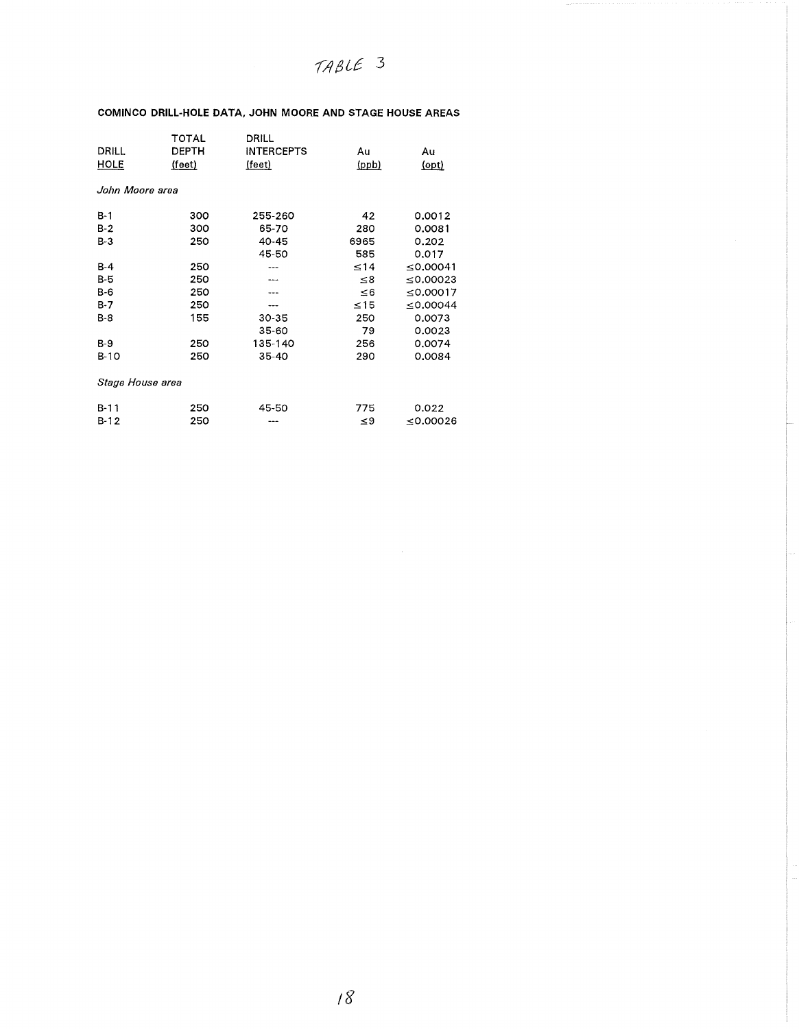# TABLE 3

**COMINCO DRILL-HOLE DATA, JOHN MOORE AND STAGE HOUSE AREAS**

| DRILL HOLE | TOTAL DEPTH (feet) | DRILL INTERCEPTS (feet) | Au (ppb) | Au (opt) |
|---|---|---|---|---|
| *John Moore area* | | | | |
| B-1 | 300 | 255-260 | 42 | 0.0012 |
| B-2 | 300 | 65-70 | 280 | 0.0081 |
| B-3 | 250 | 40-45 | 6965 | 0.202 |
| | | 45-50 | 585 | 0.017 |
| B-4 | 250 | --- | ≤14 | ≤0.00041 |
| B-5 | 250 | --- | ≤8 | ≤0.00023 |
| B-6 | 250 | --- | ≤6 | ≤0.00017 |
| B-7 | 250 | --- | ≤15 | ≤0.00044 |
| B-8 | 155 | 30-35 | 250 | 0.0073 |
| | | 35-60 | 79 | 0.0023 |
| B-9 | 250 | 135-140 | 256 | 0.0074 |
| B-10 | 250 | 35-40 | 290 | 0.0084 |
| *Stage House area* | | | | |
| B-11 | 250 | 45-50 | 775 | 0.022 |
| B-12 | 250 | --- | ≤9 | ≤0.00026 |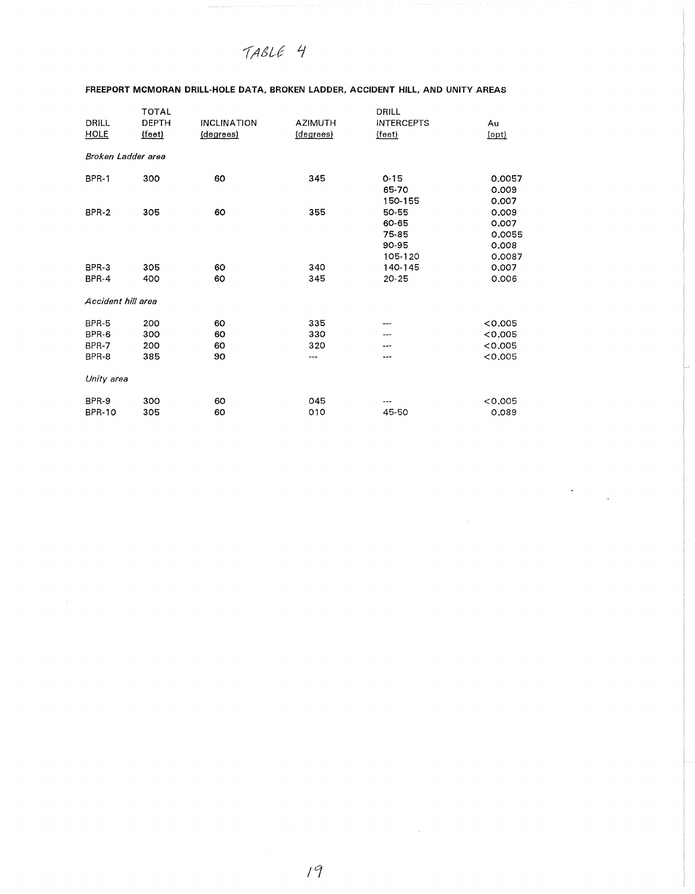TABLE 4

**FREEPORT MCMORAN DRILL-HOLE DATA, BROKEN LADDER, ACCIDENT HILL, AND UNITY AREAS**

| DRILL HOLE | TOTAL DEPTH (feet) | INCLINATION (degrees) | AZIMUTH (degrees) | DRILL INTERCEPTS (feet) | Au (opt) |
|---|---|---|---|---|---|
| *Broken Ladder area* | | | | | |
| BPR-1 | 300 | 60 | 345 | 0-15 | 0.0057 |
| | | | | 65-70 | 0.009 |
| | | | | 150-155 | 0.007 |
| BPR-2 | 305 | 60 | 355 | 50-55 | 0.009 |
| | | | | 60-65 | 0.007 |
| | | | | 75-85 | 0.0055 |
| | | | | 90-95 | 0.008 |
| | | | | 105-120 | 0.0087 |
| BPR-3 | 305 | 60 | 340 | 140-145 | 0.007 |
| BPR-4 | 400 | 60 | 345 | 20-25 | 0.006 |
| *Accident hill area* | | | | | |
| BPR-5 | 200 | 60 | 335 | --- | <0.005 |
| BPR-6 | 300 | 60 | 330 | --- | <0.005 |
| BPR-7 | 200 | 60 | 320 | --- | <0.005 |
| BPR-8 | 385 | 90 | --- | --- | <0.005 |
| *Unity area* | | | | | |
| BPR-9 | 300 | 60 | 045 | --- | <0.005 |
| BPR-10 | 305 | 60 | 010 | 45-50 | 0.089 |